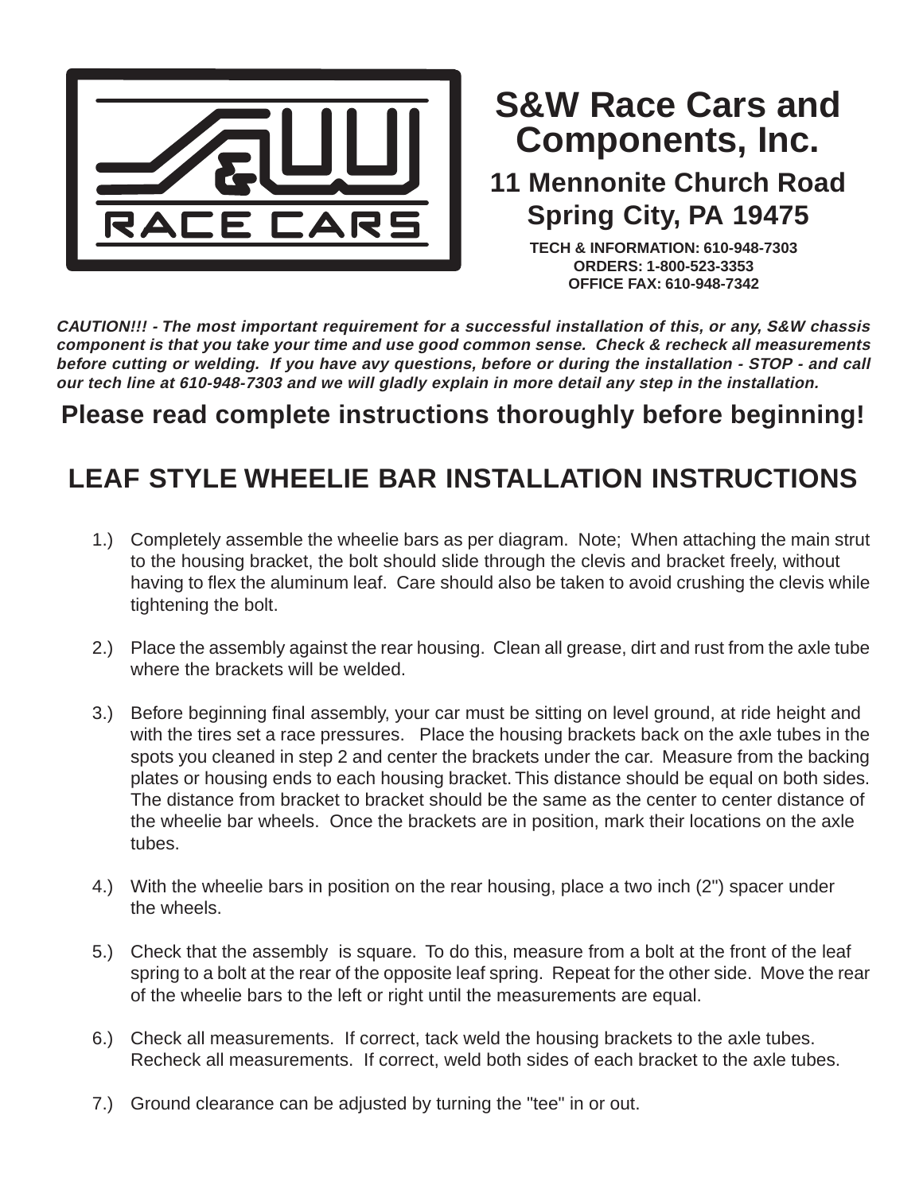# S&W Race Cars and Components, Inc.

## 11 Mennonite Church Road
## Spring City, PA 19475

**TECH & INFORMATION: 610-948-7303**
**ORDERS: 1-800-523-3353**
**OFFICE FAX: 610-948-7342**

***CAUTION!!! - The most important requirement for a successful installation of this, or any, S&W chassis component is that you take your time and use good common sense. Check & recheck all measurements before cutting or welding. If you have avy questions, before or during the installation - STOP - and call our tech line at 610-948-7303 and we will gladly explain in more detail any step in the installation.***

**Please read complete instructions thoroughly before beginning!**

# LEAF STYLE WHEELIE BAR INSTALLATION INSTRUCTIONS

1.) Completely assemble the wheelie bars as per diagram. Note; When attaching the main strut to the housing bracket, the bolt should slide through the clevis and bracket freely, without having to flex the aluminum leaf. Care should also be taken to avoid crushing the clevis while tightening the bolt.

2.) Place the assembly against the rear housing. Clean all grease, dirt and rust from the axle tube where the brackets will be welded.

3.) Before beginning final assembly, your car must be sitting on level ground, at ride height and with the tires set a race pressures. Place the housing brackets back on the axle tubes in the spots you cleaned in step 2 and center the brackets under the car. Measure from the backing plates or housing ends to each housing bracket. This distance should be equal on both sides. The distance from bracket to bracket should be the same as the center to center distance of the wheelie bar wheels. Once the brackets are in position, mark their locations on the axle tubes.

4.) With the wheelie bars in position on the rear housing, place a two inch (2") spacer under the wheels.

5.) Check that the assembly is square. To do this, measure from a bolt at the front of the leaf spring to a bolt at the rear of the opposite leaf spring. Repeat for the other side. Move the rear of the wheelie bars to the left or right until the measurements are equal.

6.) Check all measurements. If correct, tack weld the housing brackets to the axle tubes. Recheck all measurements. If correct, weld both sides of each bracket to the axle tubes.

7.) Ground clearance can be adjusted by turning the "tee" in or out.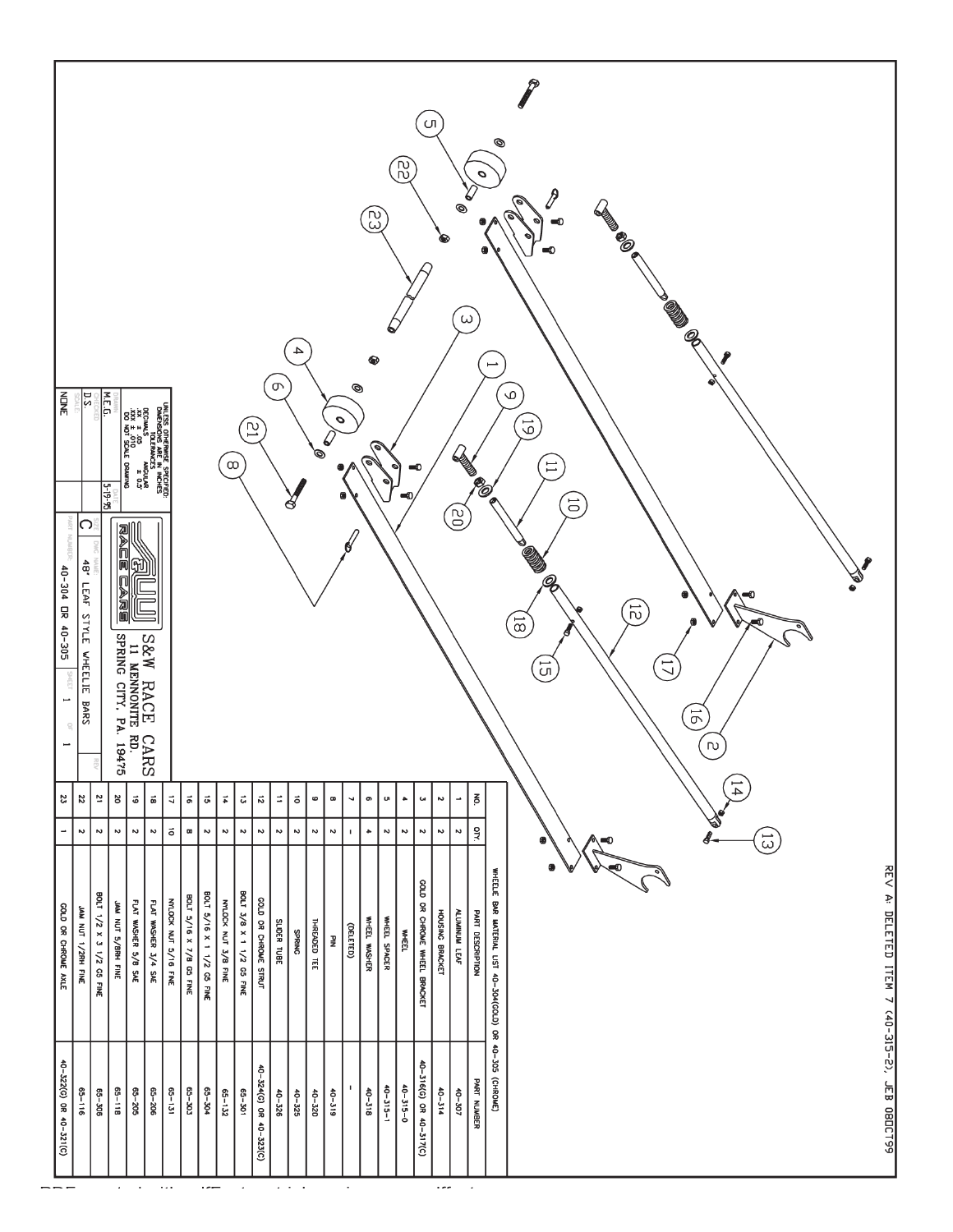REV A: DELETED ITEM 7 (40-315-2), JEB 08OCT99

| WHEELIE BAR MATERIAL LIST 40-304(GOLD) OR 40-305 (CHROME) | | | |
|---|---|---|---|
| NO. | QTY. | PART DESCRIPTION | PART NUMBER |
| 1 | 2 | ALUMINUM LEAF | 40-307 |
| 2 | 2 | HOUSING BRACKET | 40-314 |
| 3 | 2 | GOLD OR CHROME WHEEL BRACKET | 40-316(G) OR 40-317(C) |
| 4 | 2 | WHEEL | 40-315-0 |
| 5 | 2 | WHEEL SPACER | 40-315-1 |
| 6 | 4 | WHEEL WASHER | 40-318 |
| 7 | - | (DELETED) | - |
| 8 | 2 | PIN | 40-319 |
| 9 | 2 | THREADED TEE | 40-320 |
| 10 | 2 | SPRING | 40-325 |
| 11 | 2 | SLIDER TUBE | 40-326 |
| 12 | 2 | GOLD OR CHROME STRUT | 40-324(G) OR 40-323(C) |
| 13 | 2 | BOLT 3/8 x 1 1/2 G5 FINE | 65-301 |
| 14 | 2 | NYLOCK NUT 3/8 FINE | 65-132 |
| 15 | 2 | BOLT 5/16 X 1 1/2 G5 FINE | 65-304 |
| 16 | 8 | BOLT 5/16 x 7/8 G5 FINE | 65-303 |
| 17 | 10 | NYLOCK NUT 5/16 FINE | 65-131 |
| 18 | 2 | FLAT WASHER 3/4 SAE | 65-206 |
| 19 | 2 | FLAT WASHER 5/8 SAE | 65-205 |
| 20 | 2 | JAM NUT 5/8RH FINE | 65-118 |
| 21 | 2 | BOLT 1/2 x 3 1/2 G5 FINE | 65-308 |
| 22 | 2 | JAM NUT 1/2RH FINE | 65-116 |
| 23 | 1 | GOLD OR CHROME AXLE | 40-322(G) OR 40-321(C) |

UNLESS OTHERWISE SPECIFIED:
DIMENSIONS ARE IN INCHES
TOLERANCES:
DECIMALS ANGULAR
.XX ± .05 ± .5°
.XXX ± .010
DO NOT SCALE DRAWING

DRAWN: M.E.G. DATE: 5-19-95
CHECKED: D.S.
SCALE: NONE

S&W RACE CARS
11 MENNONITE RD.
SPRING CITY, PA. 19475

SIZE: C
DWG. NAME: 48" LEAF STYLE WHEELIE BARS
PART NUMBER: 40-304 OR 40-305
SHEET 1 OF 1